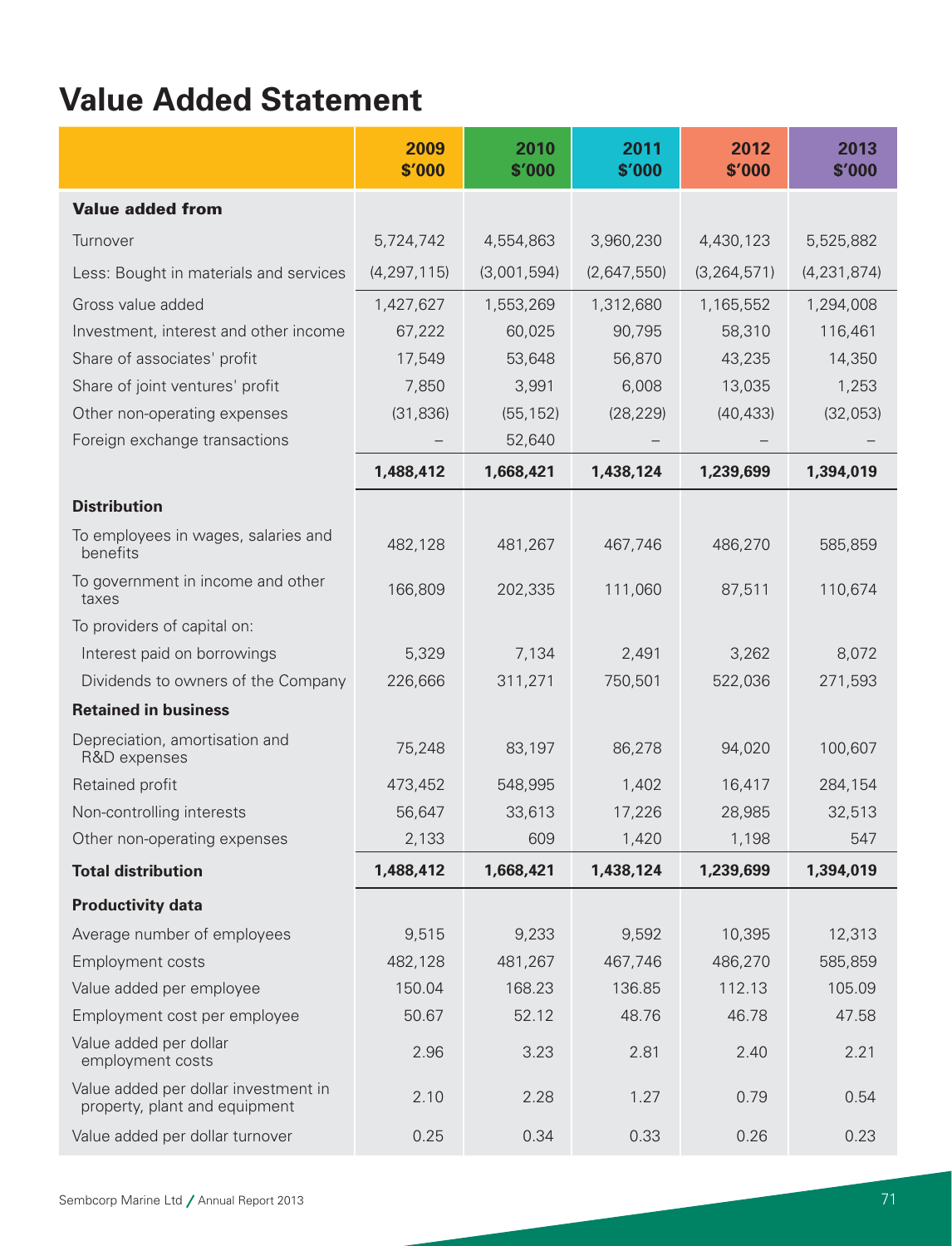# Value Added Statement

| | 2009 $'000 | 2010 $'000 | 2011 $'000 | 2012 $'000 | 2013 $'000 |
|---|---|---|---|---|---|
| **Value added from** | | | | | |
| Turnover | 5,724,742 | 4,554,863 | 3,960,230 | 4,430,123 | 5,525,882 |
| Less: Bought in materials and services | (4,297,115) | (3,001,594) | (2,647,550) | (3,264,571) | (4,231,874) |
| Gross value added | 1,427,627 | 1,553,269 | 1,312,680 | 1,165,552 | 1,294,008 |
| Investment, interest and other income | 67,222 | 60,025 | 90,795 | 58,310 | 116,461 |
| Share of associates' profit | 17,549 | 53,648 | 56,870 | 43,235 | 14,350 |
| Share of joint ventures' profit | 7,850 | 3,991 | 6,008 | 13,035 | 1,253 |
| Other non-operating expenses | (31,836) | (55,152) | (28,229) | (40,433) | (32,053) |
| Foreign exchange transactions | – | 52,640 | – | – | – |
| | **1,488,412** | **1,668,421** | **1,438,124** | **1,239,699** | **1,394,019** |
| **Distribution** | | | | | |
| To employees in wages, salaries and benefits | 482,128 | 481,267 | 467,746 | 486,270 | 585,859 |
| To government in income and other taxes | 166,809 | 202,335 | 111,060 | 87,511 | 110,674 |
| To providers of capital on: | | | | | |
| Interest paid on borrowings | 5,329 | 7,134 | 2,491 | 3,262 | 8,072 |
| Dividends to owners of the Company | 226,666 | 311,271 | 750,501 | 522,036 | 271,593 |
| **Retained in business** | | | | | |
| Depreciation, amortisation and R&D expenses | 75,248 | 83,197 | 86,278 | 94,020 | 100,607 |
| Retained profit | 473,452 | 548,995 | 1,402 | 16,417 | 284,154 |
| Non-controlling interests | 56,647 | 33,613 | 17,226 | 28,985 | 32,513 |
| Other non-operating expenses | 2,133 | 609 | 1,420 | 1,198 | 547 |
| **Total distribution** | **1,488,412** | **1,668,421** | **1,438,124** | **1,239,699** | **1,394,019** |
| **Productivity data** | | | | | |
| Average number of employees | 9,515 | 9,233 | 9,592 | 10,395 | 12,313 |
| Employment costs | 482,128 | 481,267 | 467,746 | 486,270 | 585,859 |
| Value added per employee | 150.04 | 168.23 | 136.85 | 112.13 | 105.09 |
| Employment cost per employee | 50.67 | 52.12 | 48.76 | 46.78 | 47.58 |
| Value added per dollar employment costs | 2.96 | 3.23 | 2.81 | 2.40 | 2.21 |
| Value added per dollar investment in property, plant and equipment | 2.10 | 2.28 | 1.27 | 0.79 | 0.54 |
| Value added per dollar turnover | 0.25 | 0.34 | 0.33 | 0.26 | 0.23 |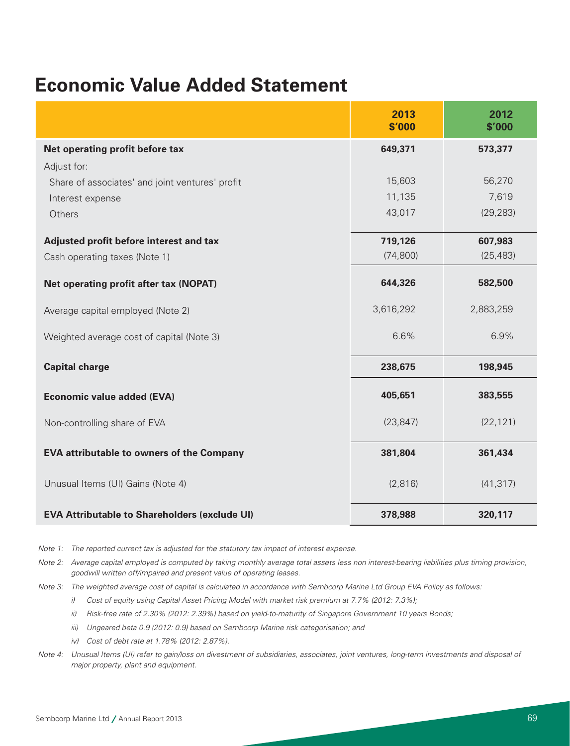# Economic Value Added Statement

| | 2013 $'000 | 2012 $'000 |
|---|---|---|
| **Net operating profit before tax** | **649,371** | **573,377** |
| Adjust for: | | |
| Share of associates' and joint ventures' profit | 15,603 | 56,270 |
| Interest expense | 11,135 | 7,619 |
| Others | 43,017 | (29,283) |
| **Adjusted profit before interest and tax** | **719,126** | **607,983** |
| Cash operating taxes (Note 1) | (74,800) | (25,483) |
| **Net operating profit after tax (NOPAT)** | **644,326** | **582,500** |
| Average capital employed (Note 2) | 3,616,292 | 2,883,259 |
| Weighted average cost of capital (Note 3) | 6.6% | 6.9% |
| **Capital charge** | **238,675** | **198,945** |
| **Economic value added (EVA)** | **405,651** | **383,555** |
| Non-controlling share of EVA | (23,847) | (22,121) |
| **EVA attributable to owners of the Company** | **381,804** | **361,434** |
| Unusual Items (UI) Gains (Note 4) | (2,816) | (41,317) |
| **EVA Attributable to Shareholders (exclude UI)** | **378,988** | **320,117** |

*Note 1: The reported current tax is adjusted for the statutory tax impact of interest expense.*

*Note 2: Average capital employed is computed by taking monthly average total assets less non interest-bearing liabilities plus timing provision, goodwill written off/impaired and present value of operating leases.*

*Note 3: The weighted average cost of capital is calculated in accordance with Sembcorp Marine Ltd Group EVA Policy as follows:*

*i) Cost of equity using Capital Asset Pricing Model with market risk premium at 7.7% (2012: 7.3%);*

*ii) Risk-free rate of 2.30% (2012: 2.39%) based on yield-to-maturity of Singapore Government 10 years Bonds;*

*iii) Ungeared beta 0.9 (2012: 0.9) based on Sembcorp Marine risk categorisation; and*

*iv) Cost of debt rate at 1.78% (2012: 2.87%).*

*Note 4: Unusual Items (UI) refer to gain/loss on divestment of subsidiaries, associates, joint ventures, long-term investments and disposal of major property, plant and equipment.*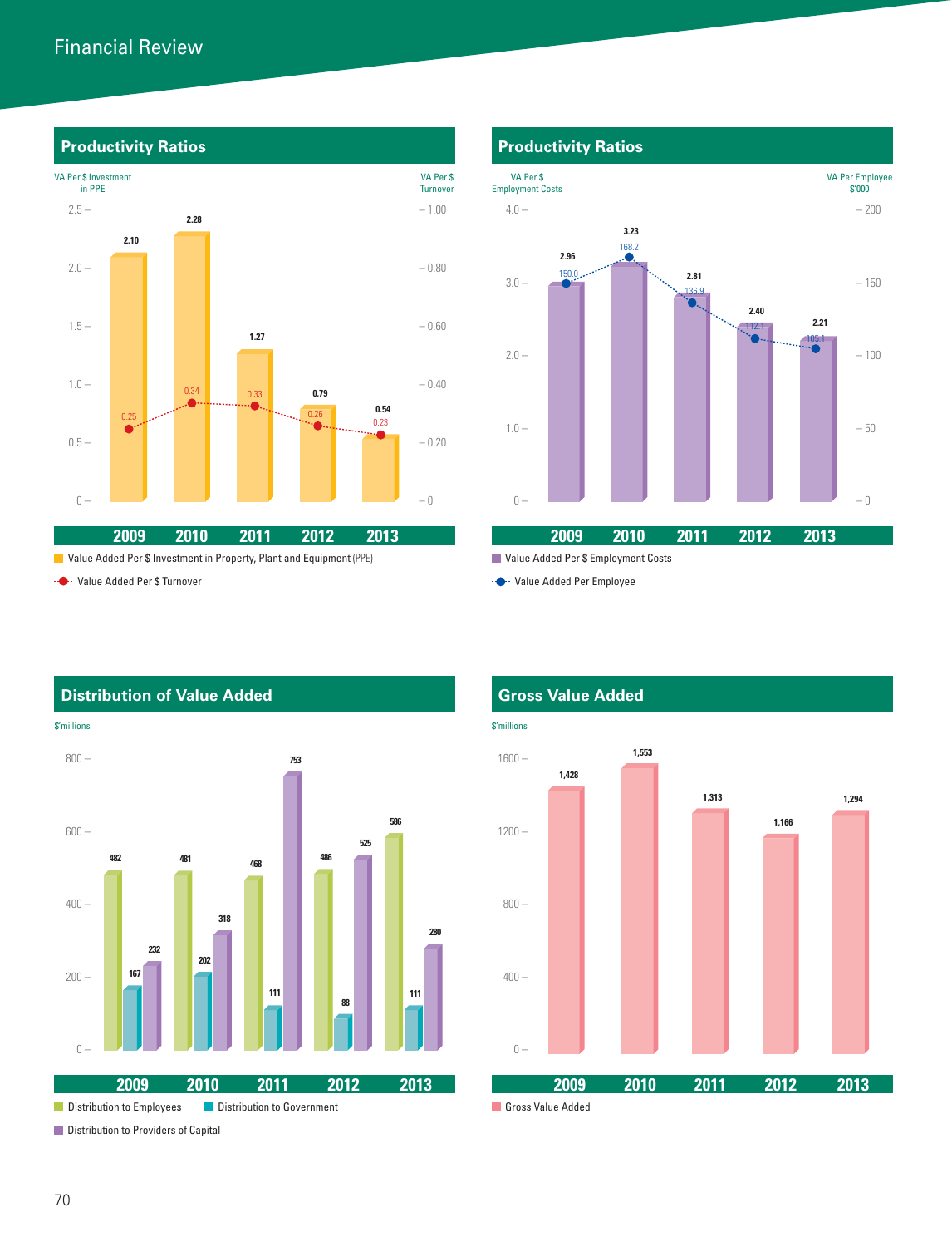# Financial Review

## Productivity Ratios

VA Per $ Investment in PPE

VA Per $ Turnover

2.5 – 2.0 – 1.5 – 1.0 – 0.5 – 0 –

1.00 – 0.80 – 0.60 – 0.40 – 0.20 – 0

2.10 2.28 1.27 0.79 0.54

0.25 0.34 0.33 0.26 0.23

2009 2010 2011 2012 2013

Value Added Per $ Investment in Property, Plant and Equipment (PPE)

Value Added Per $ Turnover

## Productivity Ratios

VA Per $ Employment Costs

VA Per Employee $'000

4.0 – 3.0 – 2.0 – 1.0 – 0 –

200 – 150 – 100 – 50 – 0

2.96 3.23 2.81 2.40 2.21

150.0 168.2 136.9 112.1 105.1

2009 2010 2011 2012 2013

Value Added Per $ Employment Costs

Value Added Per Employee

## Distribution of Value Added

$'millions

800 – 600 – 400 – 200 – 0 –

482 167 232

481 202 318

468 111 753

486 88 525

586 111 280

2009 2010 2011 2012 2013

Distribution to Employees

Distribution to Government

Distribution to Providers of Capital

## Gross Value Added

$'millions

1600 – 1200 – 800 – 400 – 0 –

1,428 1,553 1,313 1,166 1,294

2009 2010 2011 2012 2013

Gross Value Added